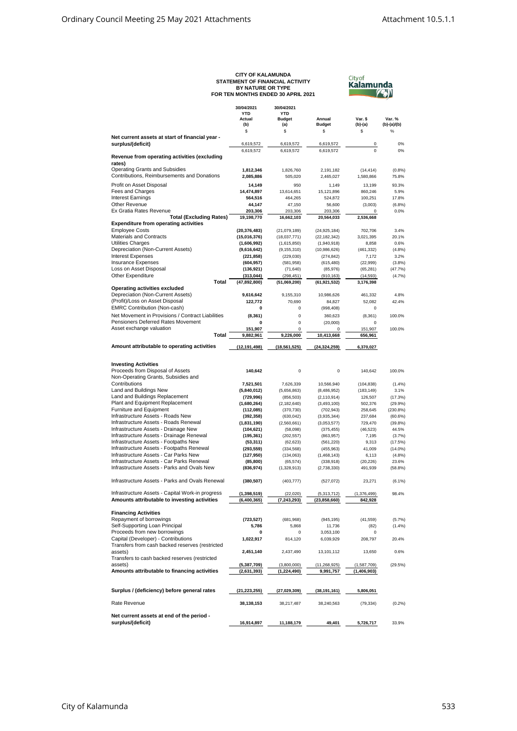# CITY OF KALAMUNDA
## STATEMENT OF FINANCIAL ACTIVITY
## BY NATURE OR TYPE
## FOR TEN MONTHS ENDED 30 APRIL 2021

| | 30/04/2021 YTD Actual (b) | 30/04/2021 YTD Budget (a) | Annual Budget | Var. $ (b)-(a) | Var. % (b)-(a)/(b) |
|---|---|---|---|---|---|
| | $ | $ | $ | $ | % |
| **Net current assets at start of financial year - surplus/(deficit)** | 6,619,572 | 6,619,572 | 6,619,572 | 0 | 0% |
| | 6,619,572 | 6,619,572 | 6,619,572 | 0 | 0% |
| **Revenue from operating activities (excluding rates)** | | | | | |
| Operating Grants and Subsidies | **1,812,346** | 1,826,760 | 2,191,182 | (14,414) | (0.8%) |
| Contributions, Reimbursements and Donations | **2,085,886** | 505,020 | 2,465,027 | 1,580,866 | 75.8% |
| Profit on Asset Disposal | **14,149** | 950 | 1,149 | 13,199 | 93.3% |
| Fees and Charges | **14,474,897** | 13,614,651 | 15,121,896 | 860,246 | 5.9% |
| Interest Earnings | **564,516** | 464,265 | 524,872 | 100,251 | 17.8% |
| Other Revenue | **44,147** | 47,150 | 56,600 | (3,003) | (6.8%) |
| Ex Gratia Rates Revenue | **203,306** | 203,306 | 203,306 | 0 | 0.0% |
| **Total (Excluding Rates)** | **19,198,770** | **16,662,103** | **20,564,033** | **2,536,668** | |
| **Expenditure from operating activities** | | | | | |
| Employee Costs | **(20,376,483)** | (21,079,189) | (24,925,184) | 702,706 | 3.4% |
| Materials and Contracts | **(15,016,376)** | (18,037,771) | (22,182,342) | 3,021,395 | 20.1% |
| Utilities Charges | **(1,606,992)** | (1,615,850) | (1,940,918) | 8,858 | 0.6% |
| Depreciation (Non-Current Assets) | **(9,616,642)** | (9,155,310) | (10,986,626) | (461,332) | (4.8%) |
| Interest Expenses | **(221,858)** | (229,030) | (274,842) | 7,172 | 3.2% |
| Insurance Expenses | **(604,957)** | (581,958) | (615,480) | (22,999) | (3.8%) |
| Loss on Asset Disposal | **(136,921)** | (71,640) | (85,976) | (65,281) | (47.7%) |
| Other Expenditure | **(313,044)** | (298,451) | (910,163) | (14,593) | (4.7%) |
| **Total** | **(47,892,800)** | **(51,069,200)** | **(61,921,532)** | **3,176,398** | |
| **Operating activities excluded** | | | | | |
| Depreciation (Non-Current Assets) | **9,616,642** | 9,155,310 | 10,986,626 | 461,332 | 4.8% |
| (Profit)/Loss on Asset Disposal | **122,772** | 70,690 | 84,827 | 52,082 | 42.4% |
| EMRC Contribution (Non-cash) | **0** | 0 | (998,408) | 0 | |
| Net Movement in Provisions / Contract Liabilities | **(8,361)** | 0 | 360,623 | (8,361) | 100.0% |
| Pensioners Deferred Rates Movement | **0** | 0 | (20,000) | 0 | |
| Asset exchange valuation | **151,907** | 0 | 0 | 151,907 | 100.0% |
| **Total** | **9,882,961** | **9,226,000** | **10,413,668** | **656,961** | |
| **Amount attributable to operating activities** | **(12,191,498)** | **(18,561,525)** | **(24,324,259)** | **6,370,027** | |
| **Investing Activities** | | | | | |
| Proceeds from Disposal of Assets | **140,642** | 0 | 0 | 140,642 | 100.0% |
| Non-Operating Grants, Subsidies and Contributions | **7,521,501** | 7,626,339 | 10,566,940 | (104,838) | (1.4%) |
| Land and Buildings New | **(5,840,012)** | (5,656,863) | (8,486,952) | (183,149) | 3.1% |
| Land and Buildings Replacement | **(729,996)** | (856,503) | (2,110,914) | 126,507 | (17.3%) |
| Plant and Equipment Replacement | **(1,680,264)** | (2,182,640) | (3,493,100) | 502,376 | (29.9%) |
| Furniture and Equipment | **(112,085)** | (370,730) | (702,943) | 258,645 | (230.8%) |
| Infrastructure Assets - Roads New | **(392,358)** | (630,042) | (3,935,344) | 237,684 | (60.6%) |
| Infrastructure Assets - Roads Renewal | **(1,831,190)** | (2,560,661) | (3,053,577) | 729,470 | (39.8%) |
| Infrastructure Assets - Drainage New | **(104,621)** | (58,098) | (375,455) | (46,523) | 44.5% |
| Infrastructure Assets - Drainage Renewal | **(195,361)** | (202,557) | (863,957) | 7,195 | (3.7%) |
| Infrastructure Assets - Footpaths New | **(53,311)** | (62,623) | (561,220) | 9,313 | (17.5%) |
| Infrastructure Assets - Footpaths Renewal | **(293,559)** | (334,568) | (455,963) | 41,009 | (14.0%) |
| Infrastructure Assets - Car Parks New | **(127,950)** | (134,063) | (1,468,143) | 6,113 | (4.8%) |
| Infrastructure Assets - Car Parks Renewal | **(85,800)** | (65,574) | (338,918) | (20,226) | 23.6% |
| Infrastructure Assets - Parks and Ovals New | **(836,974)** | (1,328,913) | (2,738,330) | 491,939 | (58.8%) |
| Infrastructure Assets - Parks and Ovals Renewal | **(380,507)** | (403,777) | (527,072) | 23,271 | (6.1%) |
| Infrastructure Assets - Capital Work-in progress | **(1,398,519)** | (22,020) | (5,313,712) | (1,376,499) | 98.4% |
| **Amounts attributable to investing activities** | **(6,400,365)** | **(7,243,293)** | **(23,858,660)** | **842,928** | |
| **Financing Activities** | | | | | |
| Repayment of borrowings | **(723,527)** | (681,968) | (945,195) | (41,559) | (5.7%) |
| Self-Supporting Loan Principal | **5,786** | 5,868 | 11,736 | (82) | (1.4%) |
| Proceeds from new borrowings | **0** | 0 | 3,053,100 | 0 | |
| Capital (Developer) - Contributions | **1,022,917** | 814,120 | 6,039,929 | 208,797 | 20.4% |
| Transfers from cash backed reserves (restricted assets) | **2,451,140** | 2,437,490 | 13,101,112 | 13,650 | 0.6% |
| Transfers to cash backed reserves (restricted assets) | **(5,387,709)** | (3,800,000) | (11,268,925) | (1,587,709) | (29.5%) |
| **Amounts attributable to financing activities** | **(2,631,393)** | **(1,224,490)** | **9,991,757** | **(1,406,903)** | |
| **Surplus / (deficiency) before general rates** | **(21,223,255)** | **(27,029,309)** | **(38,191,161)** | **5,806,051** | |
| Rate Revenue | **38,138,153** | 38,217,487 | 38,240,563 | (79,334) | (0.2%) |
| **Net current assets at end of the period - surplus/(deficit)** | **16,914,897** | **11,188,179** | **49,401** | **5,726,717** | 33.9% |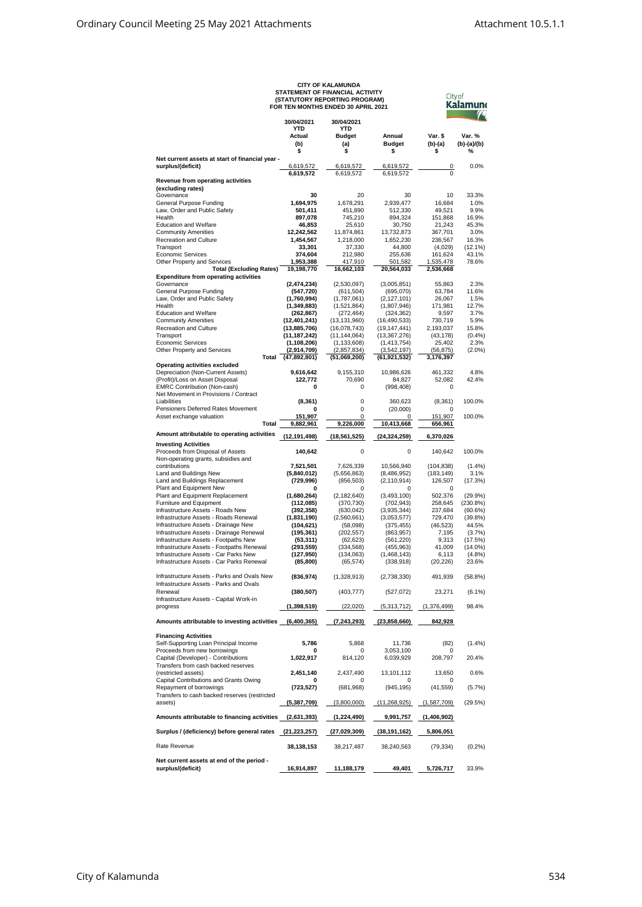**CITY OF KALAMUNDA**
**STATEMENT OF FINANCIAL ACTIVITY**
**(STATUTORY REPORTING PROGRAM)**
**FOR TEN MONTHS ENDED 30 APRIL 2021**

| | 30/04/2021 YTD Actual (b) $ | 30/04/2021 YTD Budget (a) $ | Annual Budget $ | Var. $ (b)-(a) $ | Var. % (b)-(a)/(b) % |
|---|---|---|---|---|---|
| **Net current assets at start of financial year - surplus/(deficit)** | 6,619,572 | 6,619,572 | 6,619,572 | 0 | 0.0% |
| | **6,619,572** | 6,619,572 | 6,619,572 | 0 | |
| **Revenue from operating activities (excluding rates)** | | | | | |
| Governance | **30** | 20 | 30 | 10 | 33.3% |
| General Purpose Funding | **1,694,975** | 1,678,291 | 2,939,477 | 16,684 | 1.0% |
| Law, Order and Public Safety | **501,411** | 451,890 | 512,330 | 49,521 | 9.9% |
| Health | **897,078** | 745,210 | 894,324 | 151,868 | 16.9% |
| Education and Welfare | **46,853** | 25,610 | 30,750 | 21,243 | 45.3% |
| Community Amenities | **12,242,562** | 11,874,861 | 13,732,873 | 367,701 | 3.0% |
| Recreation and Culture | **1,454,567** | 1,218,000 | 1,652,230 | 236,567 | 16.3% |
| Transport | **33,301** | 37,330 | 44,800 | (4,029) | (12.1%) |
| Economic Services | **374,604** | 212,980 | 255,636 | 161,624 | 43.1% |
| Other Property and Services | **1,953,388** | 417,910 | 501,582 | 1,535,478 | 78.6% |
| **Total (Excluding Rates)** | **19,198,770** | **16,662,103** | **20,564,033** | **2,536,668** | |
| **Expenditure from operating activities** | | | | | |
| Governance | **(2,474,234)** | (2,530,097) | (3,005,851) | 55,863 | 2.3% |
| General Purpose Funding | **(547,720)** | (611,504) | (695,070) | 63,784 | 11.6% |
| Law, Order and Public Safety | **(1,760,994)** | (1,787,061) | (2,127,101) | 26,067 | 1.5% |
| Health | **(1,349,883)** | (1,521,864) | (1,807,946) | 171,981 | 12.7% |
| Education and Welfare | **(262,867)** | (272,464) | (324,362) | 9,597 | 3.7% |
| Community Amenities | **(12,401,241)** | (13,131,960) | (16,490,533) | 730,719 | 5.9% |
| Recreation and Culture | **(13,885,706)** | (16,078,743) | (19,147,441) | 2,193,037 | 15.8% |
| Transport | **(11,187,242)** | (11,144,064) | (13,367,276) | (43,178) | (0.4%) |
| Economic Services | **(1,108,206)** | (1,133,608) | (1,413,754) | 25,402 | 2.3% |
| Other Property and Services | **(2,914,709)** | (2,857,834) | (3,542,197) | (56,875) | (2.0%) |
| **Total** | **(47,892,801)** | **(51,069,200)** | **(61,921,532)** | **3,176,397** | |
| **Operating activities excluded** | | | | | |
| Depreciation (Non-Current Assets) | **9,616,642** | 9,155,310 | 10,986,626 | 461,332 | 4.8% |
| (Profit)/Loss on Asset Disposal | **122,772** | 70,690 | 84,827 | 52,082 | 42.4% |
| EMRC Contribution (Non-cash) | **0** | 0 | (998,408) | 0 | |
| Net Movement in Provisions / Contract Liabilities | **(8,361)** | 0 | 360,623 | (8,361) | 100.0% |
| Pensioners Deferred Rates Movement | **0** | 0 | (20,000) | 0 | |
| Asset exchange valuation | **151,907** | 0 | 0 | 151,907 | 100.0% |
| **Total** | **9,882,961** | **9,226,000** | **10,413,668** | **656,961** | |
| **Amount attributable to operating activities** | **(12,191,498)** | **(18,561,525)** | **(24,324,259)** | **6,370,026** | |
| **Investing Activities** | | | | | |
| Proceeds from Disposal of Assets | **140,642** | 0 | 0 | 140,642 | 100.0% |
| Non-operating grants, subsidies and contributions | **7,521,501** | 7,626,339 | 10,566,940 | (104,838) | (1.4%) |
| Land and Buildings New | **(5,840,012)** | (5,656,863) | (8,486,952) | (183,149) | 3.1% |
| Land and Buildings Replacement | **(729,996)** | (856,503) | (2,110,914) | 126,507 | (17.3%) |
| Plant and Equipment New | **0** | 0 | 0 | 0 | |
| Plant and Equipment Replacement | **(1,680,264)** | (2,182,640) | (3,493,100) | 502,376 | (29.9%) |
| Furniture and Equipment | **(112,085)** | (370,730) | (702,943) | 258,645 | (230.8%) |
| Infrastructure Assets - Roads New | **(392,358)** | (630,042) | (3,935,344) | 237,684 | (60.6%) |
| Infrastructure Assets - Roads Renewal | **(1,831,190)** | (2,560,661) | (3,053,577) | 729,470 | (39.8%) |
| Infrastructure Assets - Drainage New | **(104,621)** | (58,098) | (375,455) | (46,523) | 44.5% |
| Infrastructure Assets - Drainage Renewal | **(195,361)** | (202,557) | (863,957) | 7,195 | (3.7%) |
| Infrastructure Assets - Footpaths New | **(53,311)** | (62,623) | (561,220) | 9,313 | (17.5%) |
| Infrastructure Assets - Footpaths Renewal | **(293,559)** | (334,568) | (455,963) | 41,009 | (14.0%) |
| Infrastructure Assets - Car Parks New | **(127,950)** | (134,063) | (1,468,143) | 6,113 | (4.8%) |
| Infrastructure Assets - Car Parks Renewal | **(85,800)** | (65,574) | (338,918) | (20,226) | 23.6% |
| Infrastructure Assets - Parks and Ovals New | **(836,974)** | (1,328,913) | (2,738,330) | 491,939 | (58.8%) |
| Infrastructure Assets - Parks and Ovals Renewal | **(380,507)** | (403,777) | (527,072) | 23,271 | (6.1%) |
| Infrastructure Assets - Capital Work-in progress | **(1,398,519)** | (22,020) | (5,313,712) | (1,376,499) | 98.4% |
| **Amounts attributable to investing activities** | **(6,400,365)** | **(7,243,293)** | **(23,858,660)** | **842,928** | |
| **Financing Activities** | | | | | |
| Self-Supporting Loan Principal Income | **5,786** | 5,868 | 11,736 | (82) | (1.4%) |
| Proceeds from new borrowings | **0** | 0 | 3,053,100 | 0 | |
| Capital (Developer) - Contributions | **1,022,917** | 814,120 | 6,039,929 | 208,797 | 20.4% |
| Transfers from cash backed reserves (restricted assets) | **2,451,140** | 2,437,490 | 13,101,112 | 13,650 | 0.6% |
| Capital Contributions and Grants Owing | **0** | 0 | 0 | 0 | |
| Repayment of borrowings | **(723,527)** | (681,968) | (945,195) | (41,559) | (5.7%) |
| Transfers to cash backed reserves (restricted assets) | **(5,387,709)** | (3,800,000) | (11,268,925) | (1,587,709) | (29.5%) |
| **Amounts attributable to financing activities** | **(2,631,393)** | **(1,224,490)** | **9,991,757** | **(1,406,902)** | |
| **Surplus / (deficiency) before general rates** | **(21,223,257)** | **(27,029,309)** | **(38,191,162)** | **5,806,051** | |
| Rate Revenue | **38,138,153** | 38,217,487 | 38,240,563 | (79,334) | (0.2%) |
| **Net current assets at end of the period - surplus/(deficit)** | **16,914,897** | **11,188,179** | **49,401** | **5,726,717** | 33.9% |